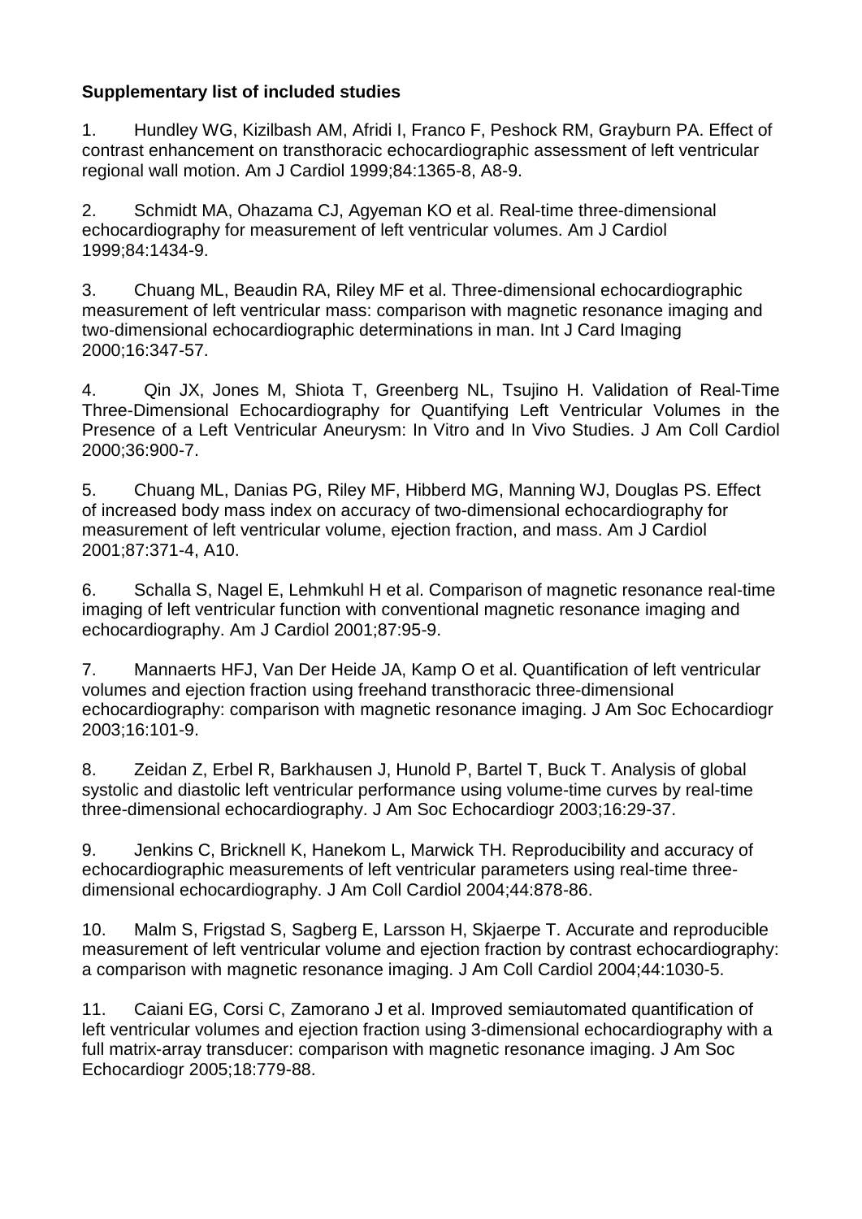**Supplementary list of included studies**

1. Hundley WG, Kizilbash AM, Afridi I, Franco F, Peshock RM, Grayburn PA. Effect of contrast enhancement on transthoracic echocardiographic assessment of left ventricular regional wall motion. Am J Cardiol 1999;84:1365-8, A8-9.

2. Schmidt MA, Ohazama CJ, Agyeman KO et al. Real-time three-dimensional echocardiography for measurement of left ventricular volumes. Am J Cardiol 1999;84:1434-9.

3. Chuang ML, Beaudin RA, Riley MF et al. Three-dimensional echocardiographic measurement of left ventricular mass: comparison with magnetic resonance imaging and two-dimensional echocardiographic determinations in man. Int J Card Imaging 2000;16:347-57.

4. Qin JX, Jones M, Shiota T, Greenberg NL, Tsujino H. Validation of Real-Time Three-Dimensional Echocardiography for Quantifying Left Ventricular Volumes in the Presence of a Left Ventricular Aneurysm: In Vitro and In Vivo Studies. J Am Coll Cardiol 2000;36:900-7.

5. Chuang ML, Danias PG, Riley MF, Hibberd MG, Manning WJ, Douglas PS. Effect of increased body mass index on accuracy of two-dimensional echocardiography for measurement of left ventricular volume, ejection fraction, and mass. Am J Cardiol 2001;87:371-4, A10.

6. Schalla S, Nagel E, Lehmkuhl H et al. Comparison of magnetic resonance real-time imaging of left ventricular function with conventional magnetic resonance imaging and echocardiography. Am J Cardiol 2001;87:95-9.

7. Mannaerts HFJ, Van Der Heide JA, Kamp O et al. Quantification of left ventricular volumes and ejection fraction using freehand transthoracic three-dimensional echocardiography: comparison with magnetic resonance imaging. J Am Soc Echocardiogr 2003;16:101-9.

8. Zeidan Z, Erbel R, Barkhausen J, Hunold P, Bartel T, Buck T. Analysis of global systolic and diastolic left ventricular performance using volume-time curves by real-time three-dimensional echocardiography. J Am Soc Echocardiogr 2003;16:29-37.

9. Jenkins C, Bricknell K, Hanekom L, Marwick TH. Reproducibility and accuracy of echocardiographic measurements of left ventricular parameters using real-time three-dimensional echocardiography. J Am Coll Cardiol 2004;44:878-86.

10. Malm S, Frigstad S, Sagberg E, Larsson H, Skjaerpe T. Accurate and reproducible measurement of left ventricular volume and ejection fraction by contrast echocardiography: a comparison with magnetic resonance imaging. J Am Coll Cardiol 2004;44:1030-5.

11. Caiani EG, Corsi C, Zamorano J et al. Improved semiautomated quantification of left ventricular volumes and ejection fraction using 3-dimensional echocardiography with a full matrix-array transducer: comparison with magnetic resonance imaging. J Am Soc Echocardiogr 2005;18:779-88.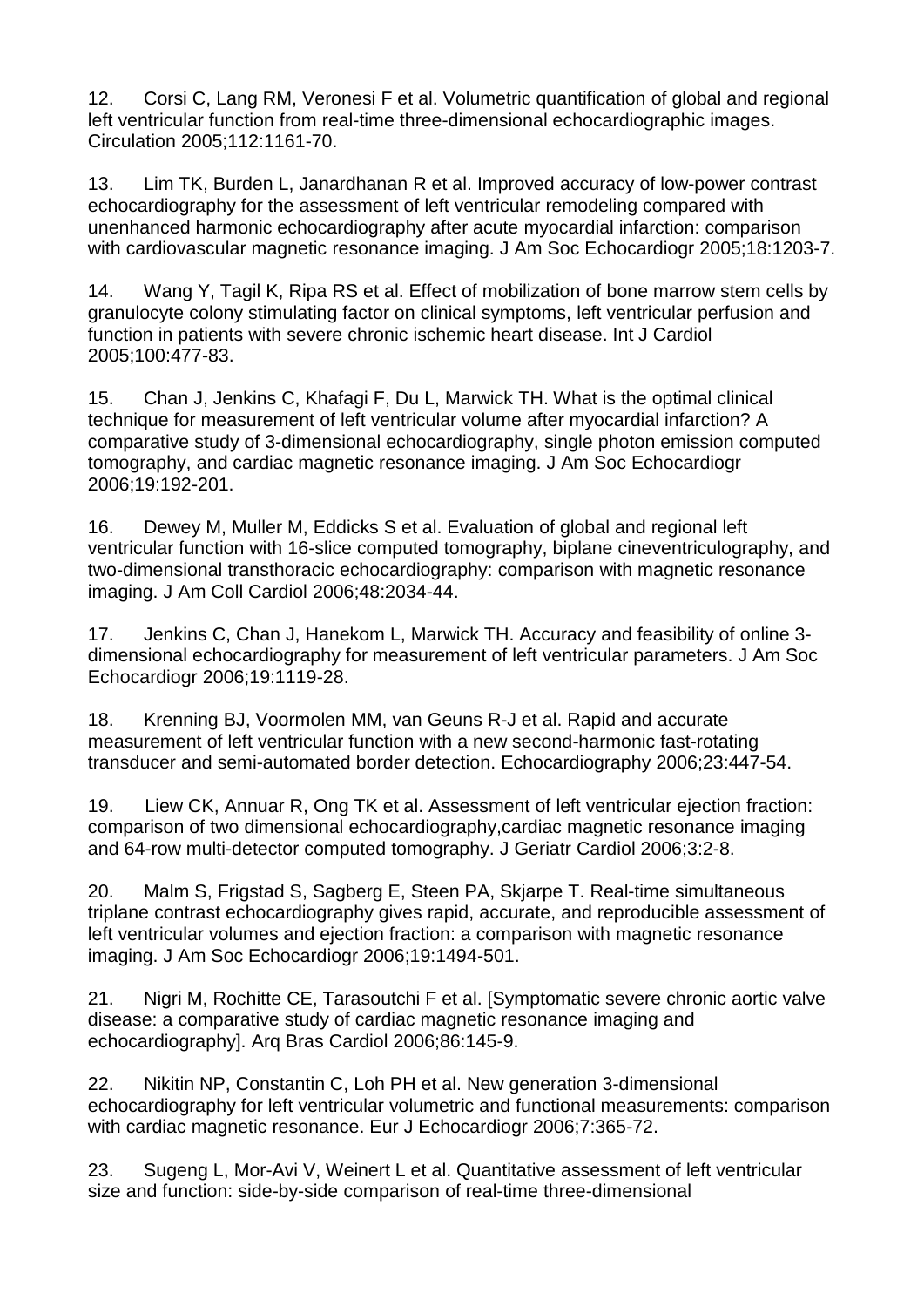12. Corsi C, Lang RM, Veronesi F et al. Volumetric quantification of global and regional left ventricular function from real-time three-dimensional echocardiographic images. Circulation 2005;112:1161-70.

13. Lim TK, Burden L, Janardhanan R et al. Improved accuracy of low-power contrast echocardiography for the assessment of left ventricular remodeling compared with unenhanced harmonic echocardiography after acute myocardial infarction: comparison with cardiovascular magnetic resonance imaging. J Am Soc Echocardiogr 2005;18:1203-7.

14. Wang Y, Tagil K, Ripa RS et al. Effect of mobilization of bone marrow stem cells by granulocyte colony stimulating factor on clinical symptoms, left ventricular perfusion and function in patients with severe chronic ischemic heart disease. Int J Cardiol 2005;100:477-83.

15. Chan J, Jenkins C, Khafagi F, Du L, Marwick TH. What is the optimal clinical technique for measurement of left ventricular volume after myocardial infarction? A comparative study of 3-dimensional echocardiography, single photon emission computed tomography, and cardiac magnetic resonance imaging. J Am Soc Echocardiogr 2006;19:192-201.

16. Dewey M, Muller M, Eddicks S et al. Evaluation of global and regional left ventricular function with 16-slice computed tomography, biplane cineventriculography, and two-dimensional transthoracic echocardiography: comparison with magnetic resonance imaging. J Am Coll Cardiol 2006;48:2034-44.

17. Jenkins C, Chan J, Hanekom L, Marwick TH. Accuracy and feasibility of online 3-dimensional echocardiography for measurement of left ventricular parameters. J Am Soc Echocardiogr 2006;19:1119-28.

18. Krenning BJ, Voormolen MM, van Geuns R-J et al. Rapid and accurate measurement of left ventricular function with a new second-harmonic fast-rotating transducer and semi-automated border detection. Echocardiography 2006;23:447-54.

19. Liew CK, Annuar R, Ong TK et al. Assessment of left ventricular ejection fraction: comparison of two dimensional echocardiography,cardiac magnetic resonance imaging and 64-row multi-detector computed tomography. J Geriatr Cardiol 2006;3:2-8.

20. Malm S, Frigstad S, Sagberg E, Steen PA, Skjarpe T. Real-time simultaneous triplane contrast echocardiography gives rapid, accurate, and reproducible assessment of left ventricular volumes and ejection fraction: a comparison with magnetic resonance imaging. J Am Soc Echocardiogr 2006;19:1494-501.

21. Nigri M, Rochitte CE, Tarasoutchi F et al. [Symptomatic severe chronic aortic valve disease: a comparative study of cardiac magnetic resonance imaging and echocardiography]. Arq Bras Cardiol 2006;86:145-9.

22. Nikitin NP, Constantin C, Loh PH et al. New generation 3-dimensional echocardiography for left ventricular volumetric and functional measurements: comparison with cardiac magnetic resonance. Eur J Echocardiogr 2006;7:365-72.

23. Sugeng L, Mor-Avi V, Weinert L et al. Quantitative assessment of left ventricular size and function: side-by-side comparison of real-time three-dimensional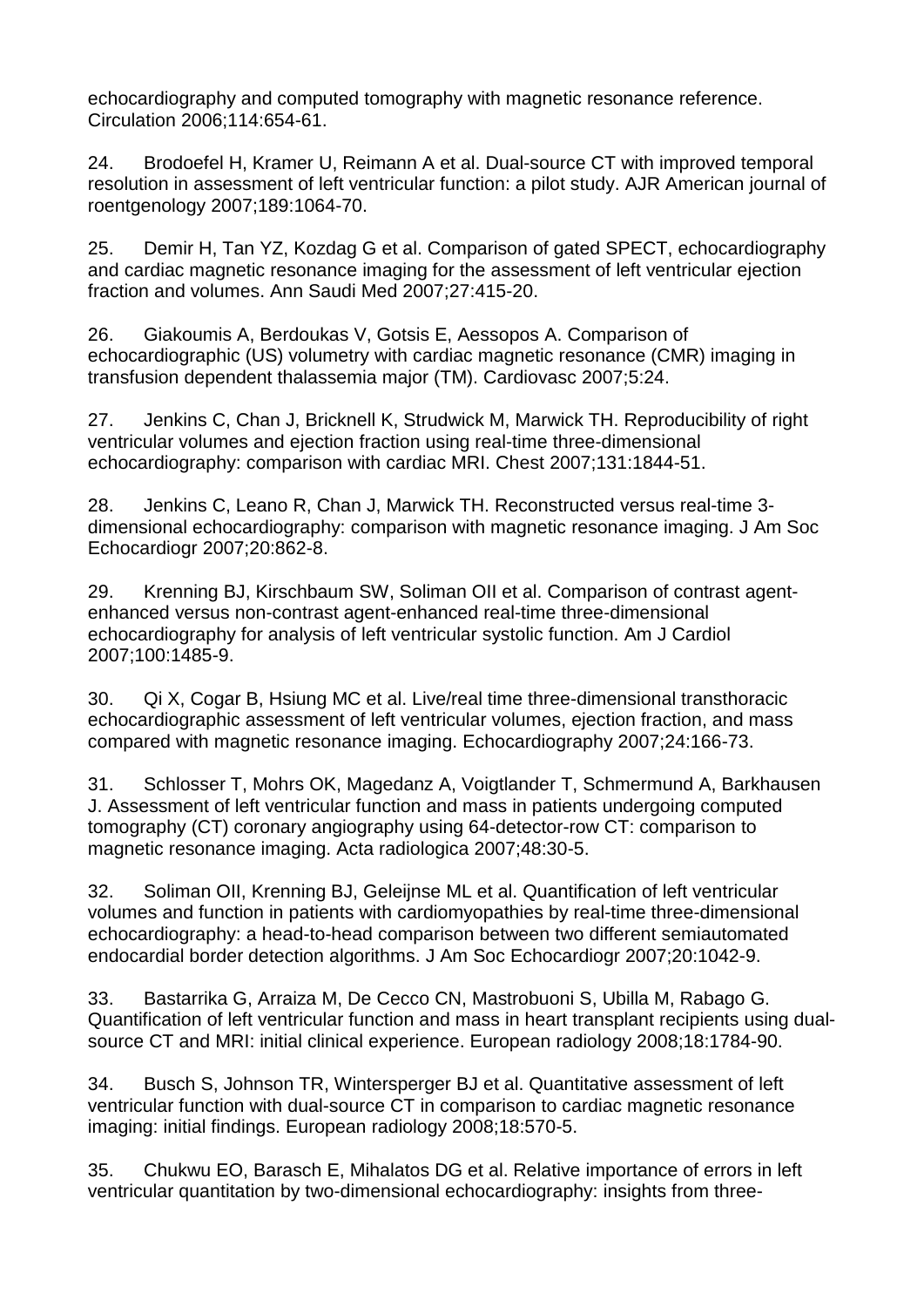echocardiography and computed tomography with magnetic resonance reference. Circulation 2006;114:654-61.

24. Brodoefel H, Kramer U, Reimann A et al. Dual-source CT with improved temporal resolution in assessment of left ventricular function: a pilot study. AJR American journal of roentgenology 2007;189:1064-70.

25. Demir H, Tan YZ, Kozdag G et al. Comparison of gated SPECT, echocardiography and cardiac magnetic resonance imaging for the assessment of left ventricular ejection fraction and volumes. Ann Saudi Med 2007;27:415-20.

26. Giakoumis A, Berdoukas V, Gotsis E, Aessopos A. Comparison of echocardiographic (US) volumetry with cardiac magnetic resonance (CMR) imaging in transfusion dependent thalassemia major (TM). Cardiovasc 2007;5:24.

27. Jenkins C, Chan J, Bricknell K, Strudwick M, Marwick TH. Reproducibility of right ventricular volumes and ejection fraction using real-time three-dimensional echocardiography: comparison with cardiac MRI. Chest 2007;131:1844-51.

28. Jenkins C, Leano R, Chan J, Marwick TH. Reconstructed versus real-time 3-dimensional echocardiography: comparison with magnetic resonance imaging. J Am Soc Echocardiogr 2007;20:862-8.

29. Krenning BJ, Kirschbaum SW, Soliman OII et al. Comparison of contrast agent-enhanced versus non-contrast agent-enhanced real-time three-dimensional echocardiography for analysis of left ventricular systolic function. Am J Cardiol 2007;100:1485-9.

30. Qi X, Cogar B, Hsiung MC et al. Live/real time three-dimensional transthoracic echocardiographic assessment of left ventricular volumes, ejection fraction, and mass compared with magnetic resonance imaging. Echocardiography 2007;24:166-73.

31. Schlosser T, Mohrs OK, Magedanz A, Voigtlander T, Schmermund A, Barkhausen J. Assessment of left ventricular function and mass in patients undergoing computed tomography (CT) coronary angiography using 64-detector-row CT: comparison to magnetic resonance imaging. Acta radiologica 2007;48:30-5.

32. Soliman OII, Krenning BJ, Geleijnse ML et al. Quantification of left ventricular volumes and function in patients with cardiomyopathies by real-time three-dimensional echocardiography: a head-to-head comparison between two different semiautomated endocardial border detection algorithms. J Am Soc Echocardiogr 2007;20:1042-9.

33. Bastarrika G, Arraiza M, De Cecco CN, Mastrobuoni S, Ubilla M, Rabago G. Quantification of left ventricular function and mass in heart transplant recipients using dual-source CT and MRI: initial clinical experience. European radiology 2008;18:1784-90.

34. Busch S, Johnson TR, Wintersperger BJ et al. Quantitative assessment of left ventricular function with dual-source CT in comparison to cardiac magnetic resonance imaging: initial findings. European radiology 2008;18:570-5.

35. Chukwu EO, Barasch E, Mihalatos DG et al. Relative importance of errors in left ventricular quantitation by two-dimensional echocardiography: insights from three-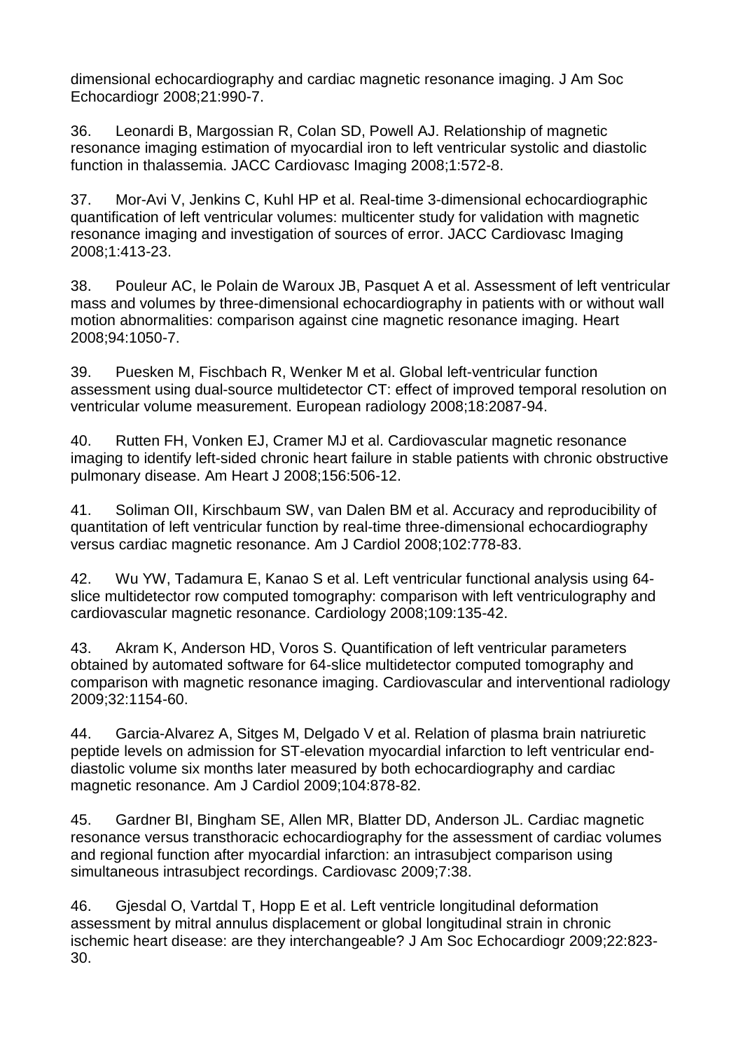dimensional echocardiography and cardiac magnetic resonance imaging. J Am Soc Echocardiogr 2008;21:990-7.

36. Leonardi B, Margossian R, Colan SD, Powell AJ. Relationship of magnetic resonance imaging estimation of myocardial iron to left ventricular systolic and diastolic function in thalassemia. JACC Cardiovasc Imaging 2008;1:572-8.

37. Mor-Avi V, Jenkins C, Kuhl HP et al. Real-time 3-dimensional echocardiographic quantification of left ventricular volumes: multicenter study for validation with magnetic resonance imaging and investigation of sources of error. JACC Cardiovasc Imaging 2008;1:413-23.

38. Pouleur AC, le Polain de Waroux JB, Pasquet A et al. Assessment of left ventricular mass and volumes by three-dimensional echocardiography in patients with or without wall motion abnormalities: comparison against cine magnetic resonance imaging. Heart 2008;94:1050-7.

39. Puesken M, Fischbach R, Wenker M et al. Global left-ventricular function assessment using dual-source multidetector CT: effect of improved temporal resolution on ventricular volume measurement. European radiology 2008;18:2087-94.

40. Rutten FH, Vonken EJ, Cramer MJ et al. Cardiovascular magnetic resonance imaging to identify left-sided chronic heart failure in stable patients with chronic obstructive pulmonary disease. Am Heart J 2008;156:506-12.

41. Soliman OII, Kirschbaum SW, van Dalen BM et al. Accuracy and reproducibility of quantitation of left ventricular function by real-time three-dimensional echocardiography versus cardiac magnetic resonance. Am J Cardiol 2008;102:778-83.

42. Wu YW, Tadamura E, Kanao S et al. Left ventricular functional analysis using 64-slice multidetector row computed tomography: comparison with left ventriculography and cardiovascular magnetic resonance. Cardiology 2008;109:135-42.

43. Akram K, Anderson HD, Voros S. Quantification of left ventricular parameters obtained by automated software for 64-slice multidetector computed tomography and comparison with magnetic resonance imaging. Cardiovascular and interventional radiology 2009;32:1154-60.

44. Garcia-Alvarez A, Sitges M, Delgado V et al. Relation of plasma brain natriuretic peptide levels on admission for ST-elevation myocardial infarction to left ventricular end-diastolic volume six months later measured by both echocardiography and cardiac magnetic resonance. Am J Cardiol 2009;104:878-82.

45. Gardner BI, Bingham SE, Allen MR, Blatter DD, Anderson JL. Cardiac magnetic resonance versus transthoracic echocardiography for the assessment of cardiac volumes and regional function after myocardial infarction: an intrasubject comparison using simultaneous intrasubject recordings. Cardiovasc 2009;7:38.

46. Gjesdal O, Vartdal T, Hopp E et al. Left ventricle longitudinal deformation assessment by mitral annulus displacement or global longitudinal strain in chronic ischemic heart disease: are they interchangeable? J Am Soc Echocardiogr 2009;22:823-30.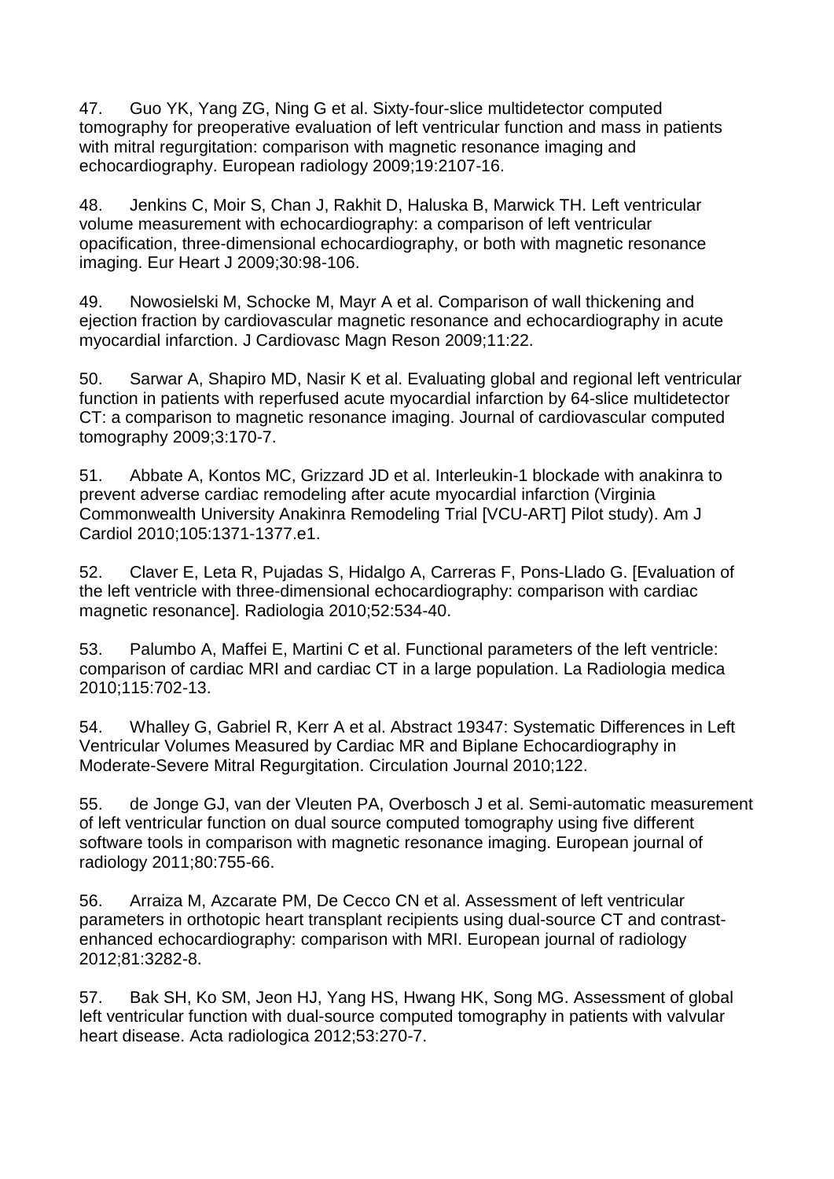47. Guo YK, Yang ZG, Ning G et al. Sixty-four-slice multidetector computed tomography for preoperative evaluation of left ventricular function and mass in patients with mitral regurgitation: comparison with magnetic resonance imaging and echocardiography. European radiology 2009;19:2107-16.

48. Jenkins C, Moir S, Chan J, Rakhit D, Haluska B, Marwick TH. Left ventricular volume measurement with echocardiography: a comparison of left ventricular opacification, three-dimensional echocardiography, or both with magnetic resonance imaging. Eur Heart J 2009;30:98-106.

49. Nowosielski M, Schocke M, Mayr A et al. Comparison of wall thickening and ejection fraction by cardiovascular magnetic resonance and echocardiography in acute myocardial infarction. J Cardiovasc Magn Reson 2009;11:22.

50. Sarwar A, Shapiro MD, Nasir K et al. Evaluating global and regional left ventricular function in patients with reperfused acute myocardial infarction by 64-slice multidetector CT: a comparison to magnetic resonance imaging. Journal of cardiovascular computed tomography 2009;3:170-7.

51. Abbate A, Kontos MC, Grizzard JD et al. Interleukin-1 blockade with anakinra to prevent adverse cardiac remodeling after acute myocardial infarction (Virginia Commonwealth University Anakinra Remodeling Trial [VCU-ART] Pilot study). Am J Cardiol 2010;105:1371-1377.e1.

52. Claver E, Leta R, Pujadas S, Hidalgo A, Carreras F, Pons-Llado G. [Evaluation of the left ventricle with three-dimensional echocardiography: comparison with cardiac magnetic resonance]. Radiologia 2010;52:534-40.

53. Palumbo A, Maffei E, Martini C et al. Functional parameters of the left ventricle: comparison of cardiac MRI and cardiac CT in a large population. La Radiologia medica 2010;115:702-13.

54. Whalley G, Gabriel R, Kerr A et al. Abstract 19347: Systematic Differences in Left Ventricular Volumes Measured by Cardiac MR and Biplane Echocardiography in Moderate-Severe Mitral Regurgitation. Circulation Journal 2010;122.

55. de Jonge GJ, van der Vleuten PA, Overbosch J et al. Semi-automatic measurement of left ventricular function on dual source computed tomography using five different software tools in comparison with magnetic resonance imaging. European journal of radiology 2011;80:755-66.

56. Arraiza M, Azcarate PM, De Cecco CN et al. Assessment of left ventricular parameters in orthotopic heart transplant recipients using dual-source CT and contrast-enhanced echocardiography: comparison with MRI. European journal of radiology 2012;81:3282-8.

57. Bak SH, Ko SM, Jeon HJ, Yang HS, Hwang HK, Song MG. Assessment of global left ventricular function with dual-source computed tomography in patients with valvular heart disease. Acta radiologica 2012;53:270-7.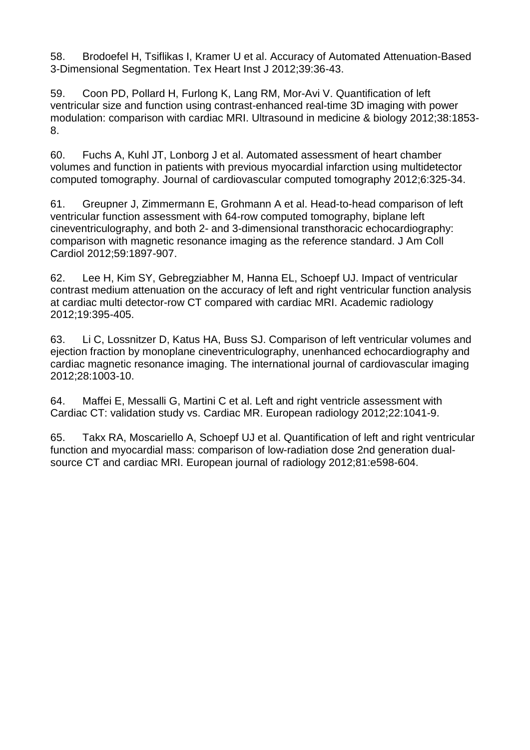58. Brodoefel H, Tsiflikas I, Kramer U et al. Accuracy of Automated Attenuation-Based 3-Dimensional Segmentation. Tex Heart Inst J 2012;39:36-43.

59. Coon PD, Pollard H, Furlong K, Lang RM, Mor-Avi V. Quantification of left ventricular size and function using contrast-enhanced real-time 3D imaging with power modulation: comparison with cardiac MRI. Ultrasound in medicine & biology 2012;38:1853-8.

60. Fuchs A, Kuhl JT, Lonborg J et al. Automated assessment of heart chamber volumes and function in patients with previous myocardial infarction using multidetector computed tomography. Journal of cardiovascular computed tomography 2012;6:325-34.

61. Greupner J, Zimmermann E, Grohmann A et al. Head-to-head comparison of left ventricular function assessment with 64-row computed tomography, biplane left cineventriculography, and both 2- and 3-dimensional transthoracic echocardiography: comparison with magnetic resonance imaging as the reference standard. J Am Coll Cardiol 2012;59:1897-907.

62. Lee H, Kim SY, Gebregziabher M, Hanna EL, Schoepf UJ. Impact of ventricular contrast medium attenuation on the accuracy of left and right ventricular function analysis at cardiac multi detector-row CT compared with cardiac MRI. Academic radiology 2012;19:395-405.

63. Li C, Lossnitzer D, Katus HA, Buss SJ. Comparison of left ventricular volumes and ejection fraction by monoplane cineventriculography, unenhanced echocardiography and cardiac magnetic resonance imaging. The international journal of cardiovascular imaging 2012;28:1003-10.

64. Maffei E, Messalli G, Martini C et al. Left and right ventricle assessment with Cardiac CT: validation study vs. Cardiac MR. European radiology 2012;22:1041-9.

65. Takx RA, Moscariello A, Schoepf UJ et al. Quantification of left and right ventricular function and myocardial mass: comparison of low-radiation dose 2nd generation dual-source CT and cardiac MRI. European journal of radiology 2012;81:e598-604.